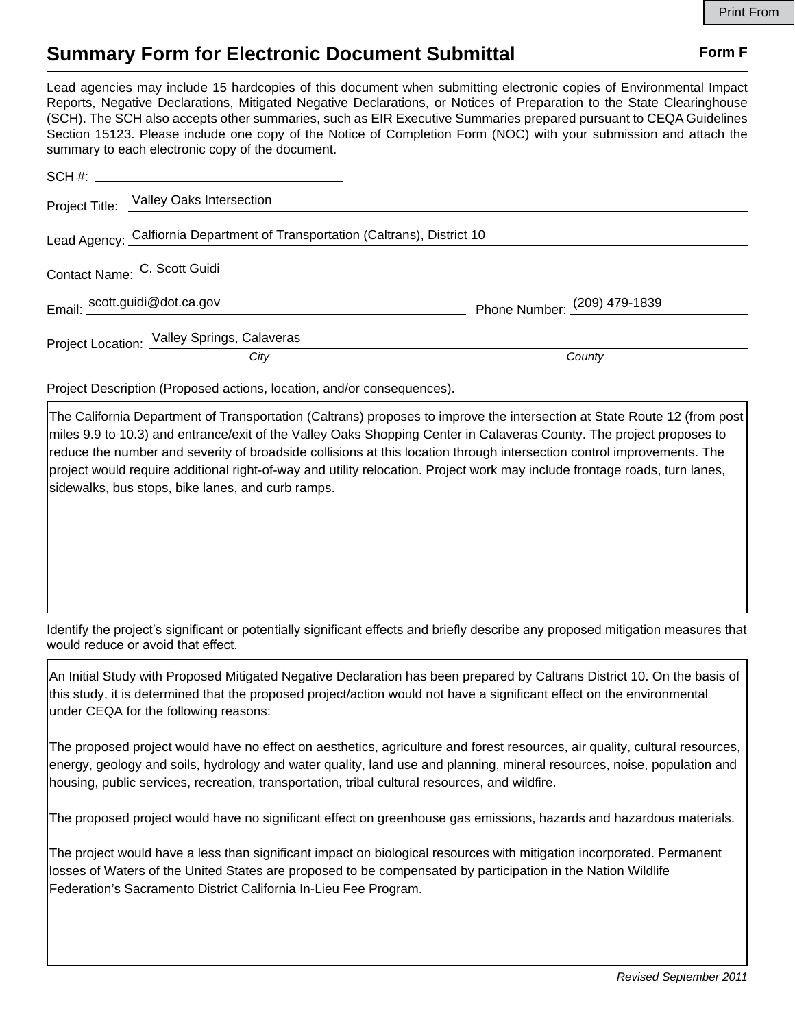Print From

# Summary Form for Electronic Document Submittal

**Form F**

Lead agencies may include 15 hardcopies of this document when submitting electronic copies of Environmental Impact Reports, Negative Declarations, Mitigated Negative Declarations, or Notices of Preparation to the State Clearinghouse (SCH). The SCH also accepts other summaries, such as EIR Executive Summaries prepared pursuant to CEQA Guidelines Section 15123. Please include one copy of the Notice of Completion Form (NOC) with your submission and attach the summary to each electronic copy of the document.

SCH #: 

Project Title: Valley Oaks Intersection

Lead Agency: Calfiornia Department of Transportation (Caltrans), District 10

Contact Name: C. Scott Guidi

Email: scott.guidi@dot.ca.gov Phone Number: (209) 479-1839

Project Location: Valley Springs, Calaveras

*City* *County*

Project Description (Proposed actions, location, and/or consequences).

The California Department of Transportation (Caltrans) proposes to improve the intersection at State Route 12 (from post miles 9.9 to 10.3) and entrance/exit of the Valley Oaks Shopping Center in Calaveras County. The project proposes to reduce the number and severity of broadside collisions at this location through intersection control improvements. The project would require additional right-of-way and utility relocation. Project work may include frontage roads, turn lanes, sidewalks, bus stops, bike lanes, and curb ramps.

Identify the project's significant or potentially significant effects and briefly describe any proposed mitigation measures that would reduce or avoid that effect.

An Initial Study with Proposed Mitigated Negative Declaration has been prepared by Caltrans District 10. On the basis of this study, it is determined that the proposed project/action would not have a significant effect on the environmental under CEQA for the following reasons:

The proposed project would have no effect on aesthetics, agriculture and forest resources, air quality, cultural resources, energy, geology and soils, hydrology and water quality, land use and planning, mineral resources, noise, population and housing, public services, recreation, transportation, tribal cultural resources, and wildfire.

The proposed project would have no significant effect on greenhouse gas emissions, hazards and hazardous materials.

The project would have a less than significant impact on biological resources with mitigation incorporated. Permanent losses of Waters of the United States are proposed to be compensated by participation in the Nation Wildlife Federation's Sacramento District California In-Lieu Fee Program.

*Revised September 2011*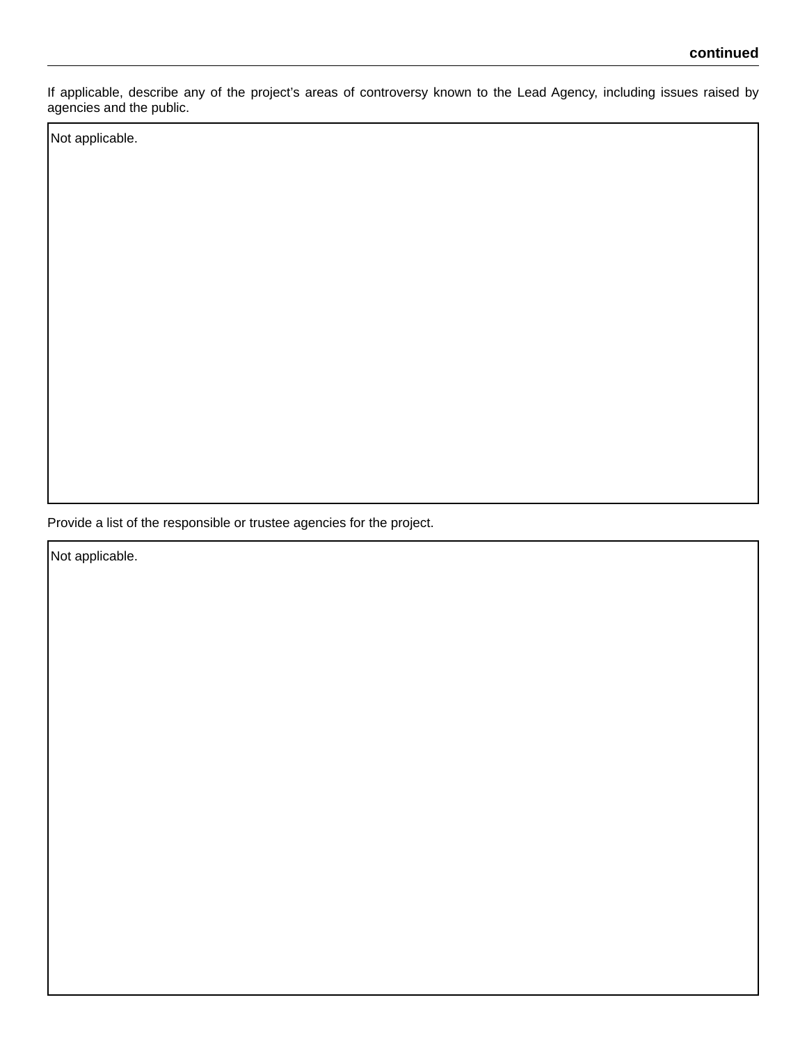**continued**

If applicable, describe any of the project's areas of controversy known to the Lead Agency, including issues raised by agencies and the public.

Not applicable.

Provide a list of the responsible or trustee agencies for the project.

Not applicable.